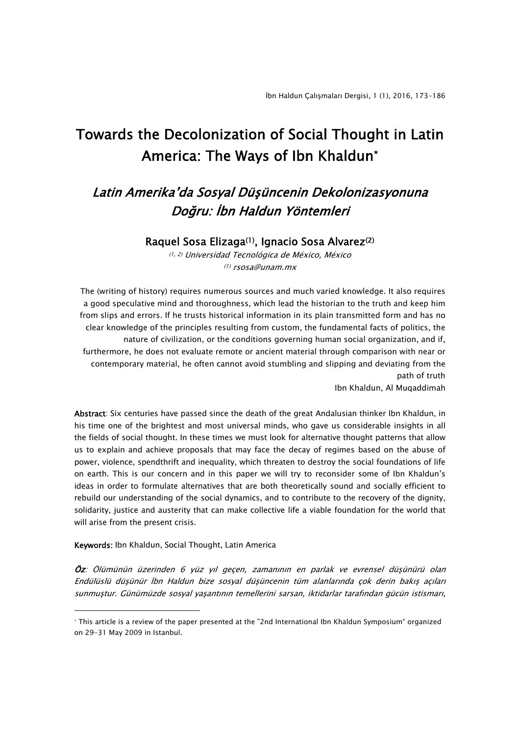# Towards the Decolonization of Social Thought in Latin America: The Ways of Ibn Khaldun*

## *Latin Amerika'da Sosyal Düşüncenin Dekolonizasyonuna Doğru: İbn Haldun Yöntemleri*

**Raquel Sosa Elizaga[1], Ignacio Sosa Alvarez[2]**

*[1, 2] Universidad Tecnológica de México, México*

*[1] rsosa@unam.mx*

The (writing of history) requires numerous sources and much varied knowledge. It also requires a good speculative mind and thoroughness, which lead the historian to the truth and keep him from slips and errors. If he trusts historical information in its plain transmitted form and has no clear knowledge of the principles resulting from custom, the fundamental facts of politics, the nature of civilization, or the conditions governing human social organization, and if, furthermore, he does not evaluate remote or ancient material through comparison with near or contemporary material, he often cannot avoid stumbling and slipping and deviating from the path of truth

Ibn Khaldun, Al Muqaddimah

**Abstract**: Six centuries have passed since the death of the great Andalusian thinker Ibn Khaldun, in his time one of the brightest and most universal minds, who gave us considerable insights in all the fields of social thought. In these times we must look for alternative thought patterns that allow us to explain and achieve proposals that may face the decay of regimes based on the abuse of power, violence, spendthrift and inequality, which threaten to destroy the social foundations of life on earth. This is our concern and in this paper we will try to reconsider some of Ibn Khaldun's ideas in order to formulate alternatives that are both theoretically sound and socially efficient to rebuild our understanding of the social dynamics, and to contribute to the recovery of the dignity, solidarity, justice and austerity that can make collective life a viable foundation for the world that will arise from the present crisis.

**Keywords:** Ibn Khaldun, Social Thought, Latin America

***Öz****: Ölümünün üzerinden 6 yüz yıl geçen, zamanının en parlak ve evrensel düşünürü olan Endülüslü düşünür İbn Haldun bize sosyal düşüncenin tüm alanlarında çok derin bakış açıları sunmuştur. Günümüzde sosyal yaşantının temellerini sarsan, iktidarlar tarafından gücün istismarı,*

---

* This article is a review of the paper presented at the "2nd International Ibn Khaldun Symposium" organized on 29-31 May 2009 in Istanbul.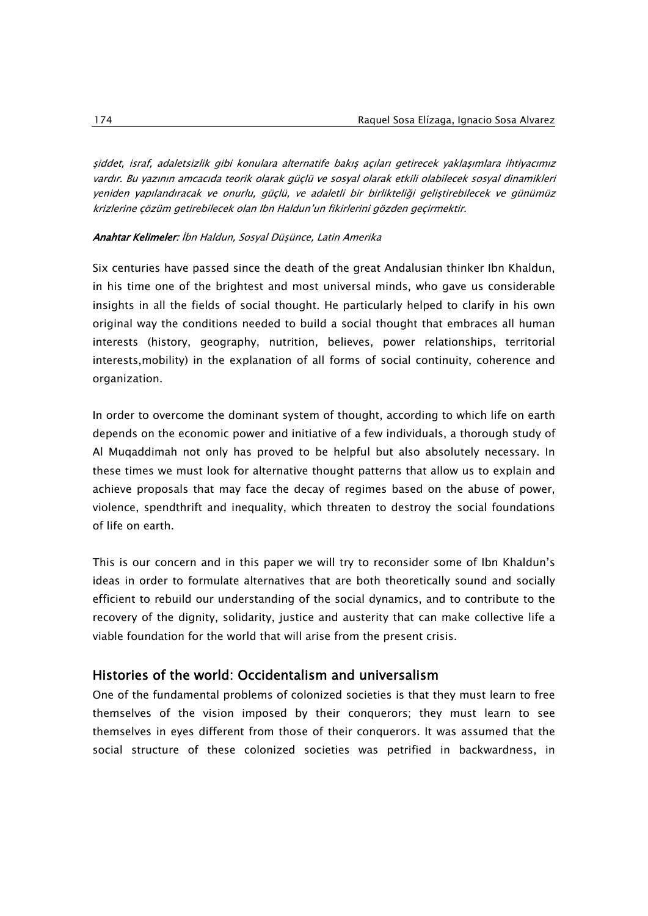*şiddet, israf, adaletsizlik gibi konulara alternatife bakış açıları getirecek yaklaşımlara ihtiyacımız vardır. Bu yazının amcacıda teorik olarak güçlü ve sosyal olarak etkili olabilecek sosyal dinamikleri yeniden yapılandıracak ve onurlu, güçlü, ve adaletli bir birlikteliği geliştirebilecek ve günümüz krizlerine çözüm getirebilecek olan Ibn Haldun'un fikirlerini gözden geçirmektir.*

***Anahtar Kelimeler:*** *İbn Haldun, Sosyal Düşünce, Latin Amerika*

Six centuries have passed since the death of the great Andalusian thinker Ibn Khaldun, in his time one of the brightest and most universal minds, who gave us considerable insights in all the fields of social thought. He particularly helped to clarify in his own original way the conditions needed to build a social thought that embraces all human interests (history, geography, nutrition, believes, power relationships, territorial interests,mobility) in the explanation of all forms of social continuity, coherence and organization.

In order to overcome the dominant system of thought, according to which life on earth depends on the economic power and initiative of a few individuals, a thorough study of Al Muqaddimah not only has proved to be helpful but also absolutely necessary. In these times we must look for alternative thought patterns that allow us to explain and achieve proposals that may face the decay of regimes based on the abuse of power, violence, spendthrift and inequality, which threaten to destroy the social foundations of life on earth.

This is our concern and in this paper we will try to reconsider some of Ibn Khaldun's ideas in order to formulate alternatives that are both theoretically sound and socially efficient to rebuild our understanding of the social dynamics, and to contribute to the recovery of the dignity, solidarity, justice and austerity that can make collective life a viable foundation for the world that will arise from the present crisis.

## Histories of the world: Occidentalism and universalism

One of the fundamental problems of colonized societies is that they must learn to free themselves of the vision imposed by their conquerors; they must learn to see themselves in eyes different from those of their conquerors. It was assumed that the social structure of these colonized societies was petrified in backwardness, in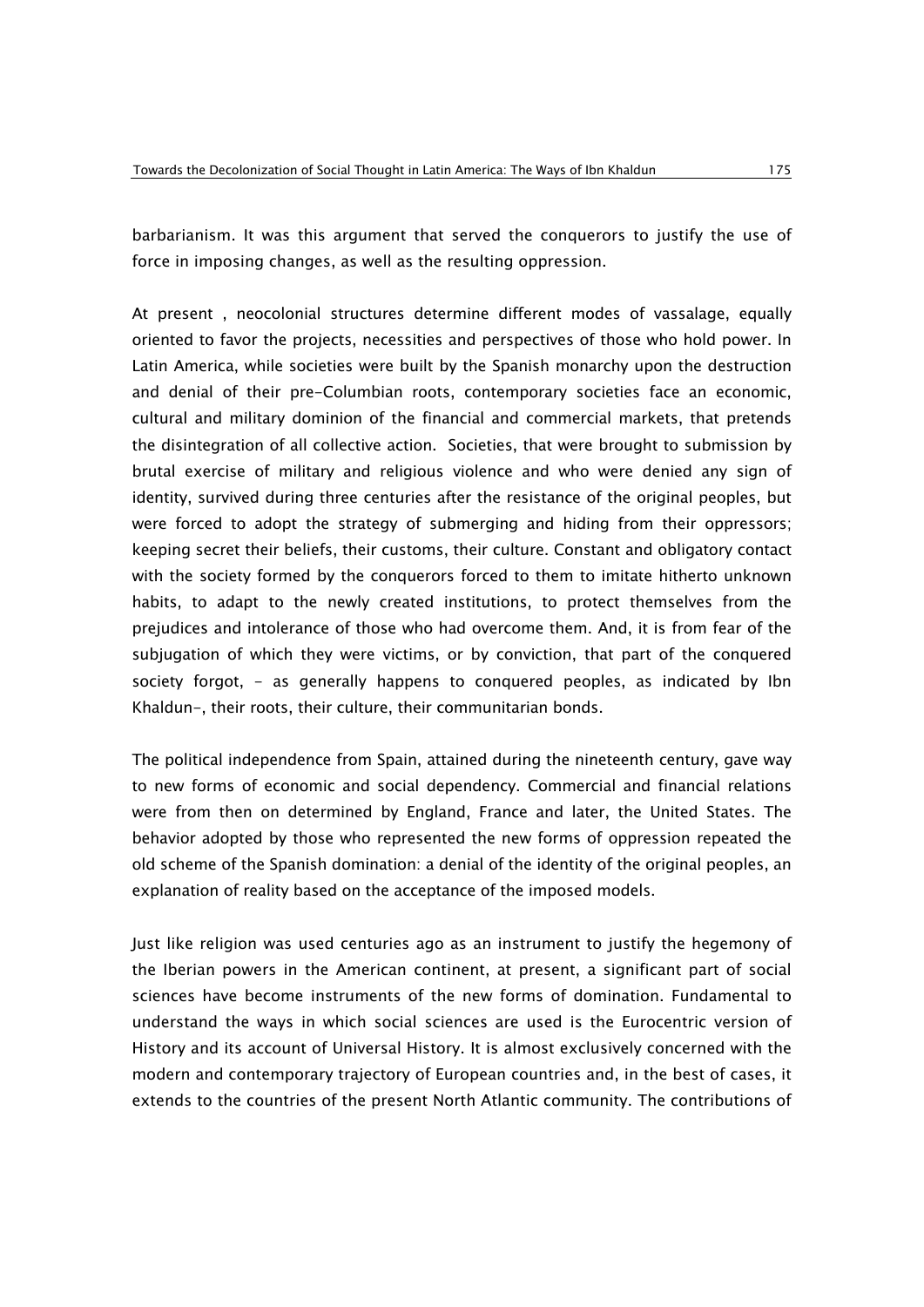barbarianism. It was this argument that served the conquerors to justify the use of force in imposing changes, as well as the resulting oppression.

At present , neocolonial structures determine different modes of vassalage, equally oriented to favor the projects, necessities and perspectives of those who hold power. In Latin America, while societies were built by the Spanish monarchy upon the destruction and denial of their pre-Columbian roots, contemporary societies face an economic, cultural and military dominion of the financial and commercial markets, that pretends the disintegration of all collective action.  Societies, that were brought to submission by brutal exercise of military and religious violence and who were denied any sign of identity, survived during three centuries after the resistance of the original peoples, but were forced to adopt the strategy of submerging and hiding from their oppressors; keeping secret their beliefs, their customs, their culture. Constant and obligatory contact with the society formed by the conquerors forced to them to imitate hitherto unknown habits, to adapt to the newly created institutions, to protect themselves from the prejudices and intolerance of those who had overcome them. And, it is from fear of the subjugation of which they were victims, or by conviction, that part of the conquered society forgot, - as generally happens to conquered peoples, as indicated by Ibn Khaldun-, their roots, their culture, their communitarian bonds.

The political independence from Spain, attained during the nineteenth century, gave way to new forms of economic and social dependency. Commercial and financial relations were from then on determined by England, France and later, the United States. The behavior adopted by those who represented the new forms of oppression repeated the old scheme of the Spanish domination: a denial of the identity of the original peoples, an explanation of reality based on the acceptance of the imposed models.

Just like religion was used centuries ago as an instrument to justify the hegemony of the Iberian powers in the American continent, at present, a significant part of social sciences have become instruments of the new forms of domination. Fundamental to understand the ways in which social sciences are used is the Eurocentric version of History and its account of Universal History. It is almost exclusively concerned with the modern and contemporary trajectory of European countries and, in the best of cases, it extends to the countries of the present North Atlantic community. The contributions of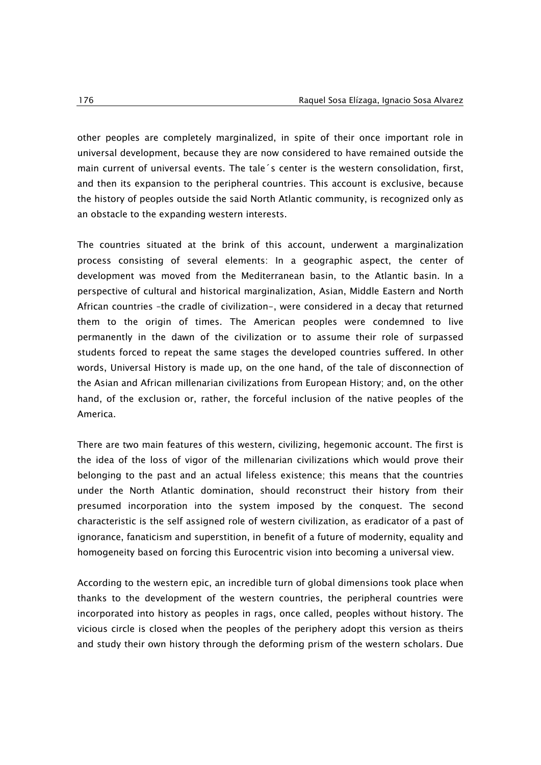other peoples are completely marginalized, in spite of their once important role in universal development, because they are now considered to have remained outside the main current of universal events. The tale´s center is the western consolidation, first, and then its expansion to the peripheral countries. This account is exclusive, because the history of peoples outside the said North Atlantic community, is recognized only as an obstacle to the expanding western interests.

The countries situated at the brink of this account, underwent a marginalization process consisting of several elements: In a geographic aspect, the center of development was moved from the Mediterranean basin, to the Atlantic basin. In a perspective of cultural and historical marginalization, Asian, Middle Eastern and North African countries –the cradle of civilization-, were considered in a decay that returned them to the origin of times. The American peoples were condemned to live permanently in the dawn of the civilization or to assume their role of surpassed students forced to repeat the same stages the developed countries suffered. In other words, Universal History is made up, on the one hand, of the tale of disconnection of the Asian and African millenarian civilizations from European History; and, on the other hand, of the exclusion or, rather, the forceful inclusion of the native peoples of the America.

There are two main features of this western, civilizing, hegemonic account. The first is the idea of the loss of vigor of the millenarian civilizations which would prove their belonging to the past and an actual lifeless existence; this means that the countries under the North Atlantic domination, should reconstruct their history from their presumed incorporation into the system imposed by the conquest. The second characteristic is the self assigned role of western civilization, as eradicator of a past of ignorance, fanaticism and superstition, in benefit of a future of modernity, equality and homogeneity based on forcing this Eurocentric vision into becoming a universal view.

According to the western epic, an incredible turn of global dimensions took place when thanks to the development of the western countries, the peripheral countries were incorporated into history as peoples in rags, once called, peoples without history. The vicious circle is closed when the peoples of the periphery adopt this version as theirs and study their own history through the deforming prism of the western scholars. Due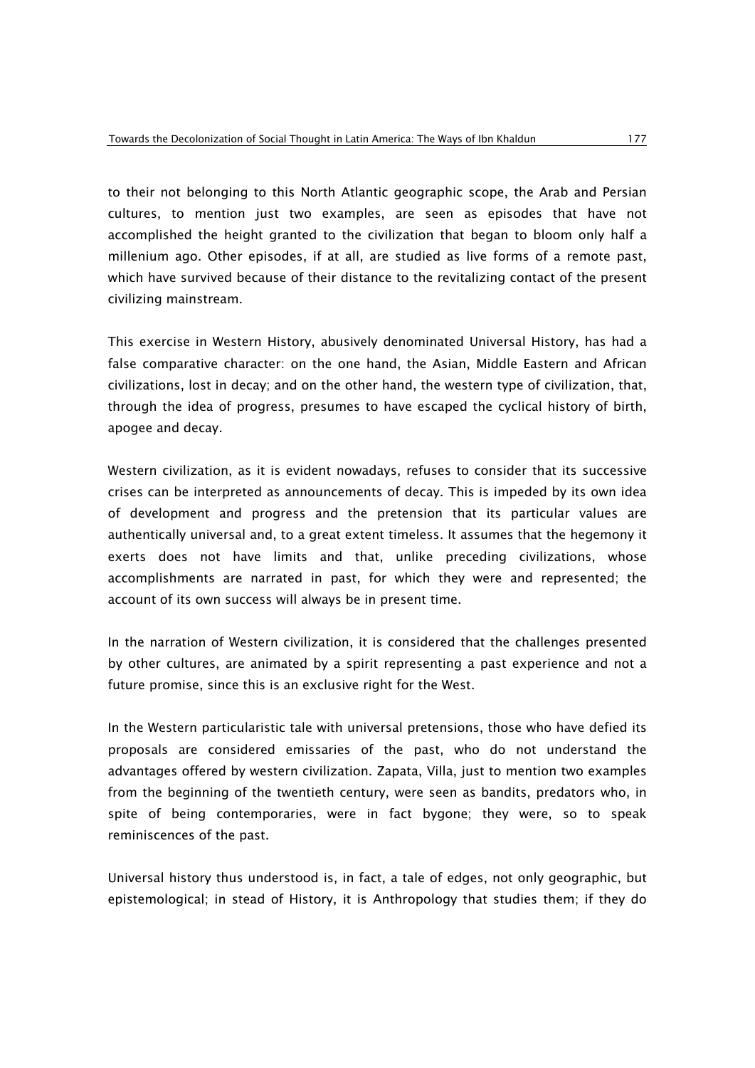to their not belonging to this North Atlantic geographic scope, the Arab and Persian cultures, to mention just two examples, are seen as episodes that have not accomplished the height granted to the civilization that began to bloom only half a millenium ago. Other episodes, if at all, are studied as live forms of a remote past, which have survived because of their distance to the revitalizing contact of the present civilizing mainstream.

This exercise in Western History, abusively denominated Universal History, has had a false comparative character: on the one hand, the Asian, Middle Eastern and African civilizations, lost in decay; and on the other hand, the western type of civilization, that, through the idea of progress, presumes to have escaped the cyclical history of birth, apogee and decay.

Western civilization, as it is evident nowadays, refuses to consider that its successive crises can be interpreted as announcements of decay. This is impeded by its own idea of development and progress and the pretension that its particular values are authentically universal and, to a great extent timeless. It assumes that the hegemony it exerts does not have limits and that, unlike preceding civilizations, whose accomplishments are narrated in past, for which they were and represented; the account of its own success will always be in present time.

In the narration of Western civilization, it is considered that the challenges presented by other cultures, are animated by a spirit representing a past experience and not a future promise, since this is an exclusive right for the West.

In the Western particularistic tale with universal pretensions, those who have defied its proposals are considered emissaries of the past, who do not understand the advantages offered by western civilization. Zapata, Villa, just to mention two examples from the beginning of the twentieth century, were seen as bandits, predators who, in spite of being contemporaries, were in fact bygone; they were, so to speak reminiscences of the past.

Universal history thus understood is, in fact, a tale of edges, not only geographic, but epistemological; in stead of History, it is Anthropology that studies them; if they do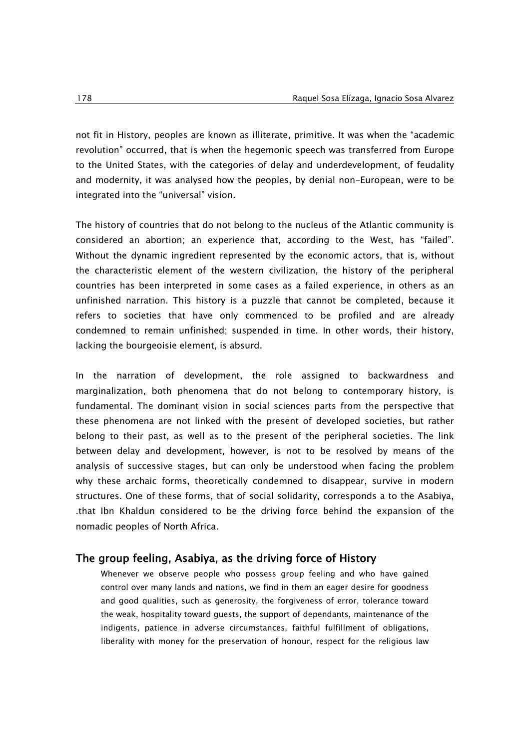not fit in History, peoples are known as illiterate, primitive. It was when the "academic revolution" occurred, that is when the hegemonic speech was transferred from Europe to the United States, with the categories of delay and underdevelopment, of feudality and modernity, it was analysed how the peoples, by denial non-European, were to be integrated into the "universal" vision.

The history of countries that do not belong to the nucleus of the Atlantic community is considered an abortion; an experience that, according to the West, has "failed". Without the dynamic ingredient represented by the economic actors, that is, without the characteristic element of the western civilization, the history of the peripheral countries has been interpreted in some cases as a failed experience, in others as an unfinished narration. This history is a puzzle that cannot be completed, because it refers to societies that have only commenced to be profiled and are already condemned to remain unfinished; suspended in time. In other words, their history, lacking the bourgeoisie element, is absurd.

In the narration of development, the role assigned to backwardness and marginalization, both phenomena that do not belong to contemporary history, is fundamental. The dominant vision in social sciences parts from the perspective that these phenomena are not linked with the present of developed societies, but rather belong to their past, as well as to the present of the peripheral societies. The link between delay and development, however, is not to be resolved by means of the analysis of successive stages, but can only be understood when facing the problem why these archaic forms, theoretically condemned to disappear, survive in modern structures. One of these forms, that of social solidarity, corresponds a to the Asabiya, .that Ibn Khaldun considered to be the driving force behind the expansion of the nomadic peoples of North Africa.

## The group feeling, Asabiya, as the driving force of History

> Whenever we observe people who possess group feeling and who have gained control over many lands and nations, we find in them an eager desire for goodness and good qualities, such as generosity, the forgiveness of error, tolerance toward the weak, hospitality toward guests, the support of dependants, maintenance of the indigents, patience in adverse circumstances, faithful fulfillment of obligations, liberality with money for the preservation of honour, respect for the religious law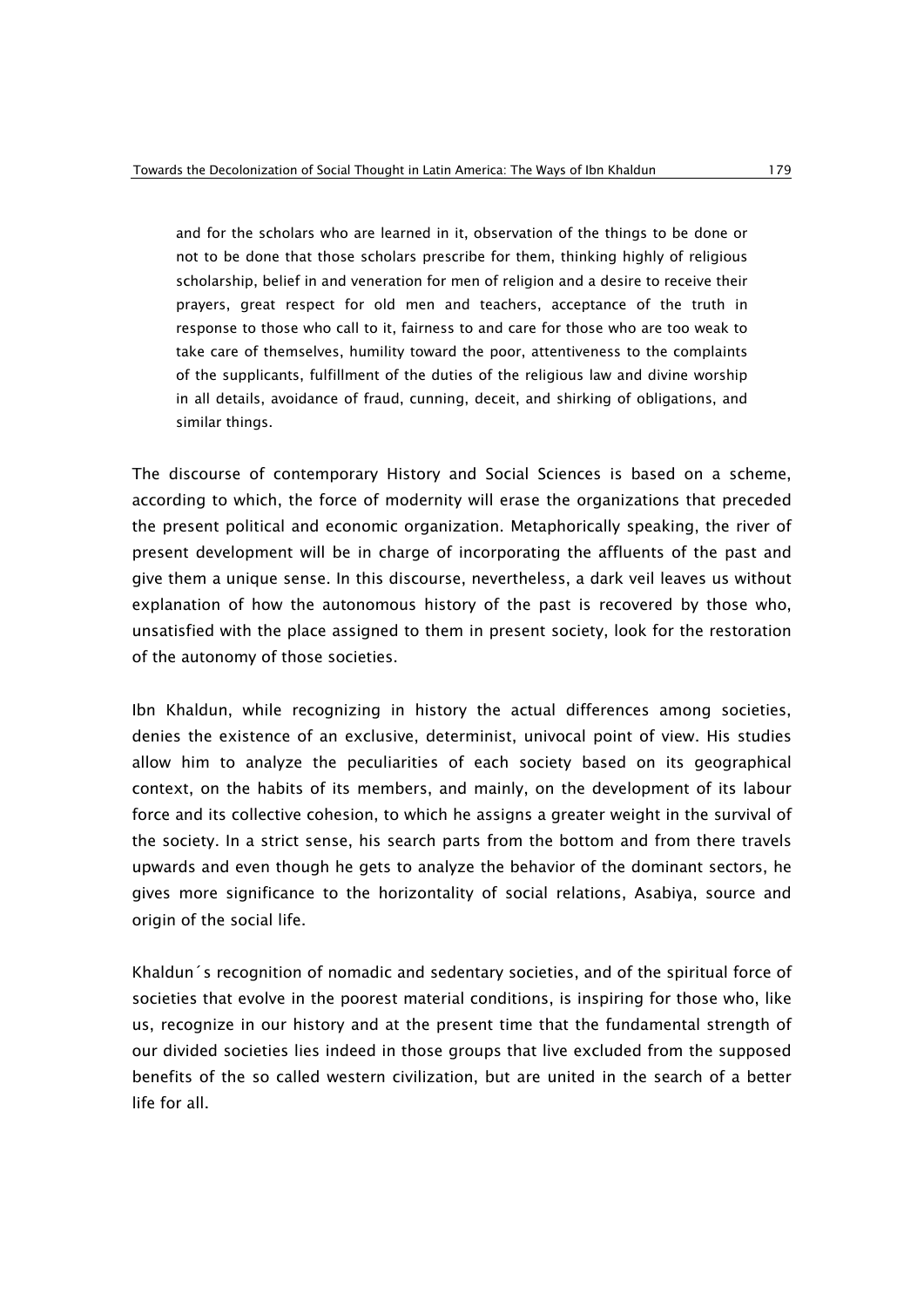> and for the scholars who are learned in it, observation of the things to be done or not to be done that those scholars prescribe for them, thinking highly of religious scholarship, belief in and veneration for men of religion and a desire to receive their prayers, great respect for old men and teachers, acceptance of the truth in response to those who call to it, fairness to and care for those who are too weak to take care of themselves, humility toward the poor, attentiveness to the complaints of the supplicants, fulfillment of the duties of the religious law and divine worship in all details, avoidance of fraud, cunning, deceit, and shirking of obligations, and similar things.

The discourse of contemporary History and Social Sciences is based on a scheme, according to which, the force of modernity will erase the organizations that preceded the present political and economic organization. Metaphorically speaking, the river of present development will be in charge of incorporating the affluents of the past and give them a unique sense. In this discourse, nevertheless, a dark veil leaves us without explanation of how the autonomous history of the past is recovered by those who, unsatisfied with the place assigned to them in present society, look for the restoration of the autonomy of those societies.

Ibn Khaldun, while recognizing in history the actual differences among societies, denies the existence of an exclusive, determinist, univocal point of view. His studies allow him to analyze the peculiarities of each society based on its geographical context, on the habits of its members, and mainly, on the development of its labour force and its collective cohesion, to which he assigns a greater weight in the survival of the society. In a strict sense, his search parts from the bottom and from there travels upwards and even though he gets to analyze the behavior of the dominant sectors, he gives more significance to the horizontality of social relations, Asabiya, source and origin of the social life.

Khaldun´s recognition of nomadic and sedentary societies, and of the spiritual force of societies that evolve in the poorest material conditions, is inspiring for those who, like us, recognize in our history and at the present time that the fundamental strength of our divided societies lies indeed in those groups that live excluded from the supposed benefits of the so called western civilization, but are united in the search of a better life for all.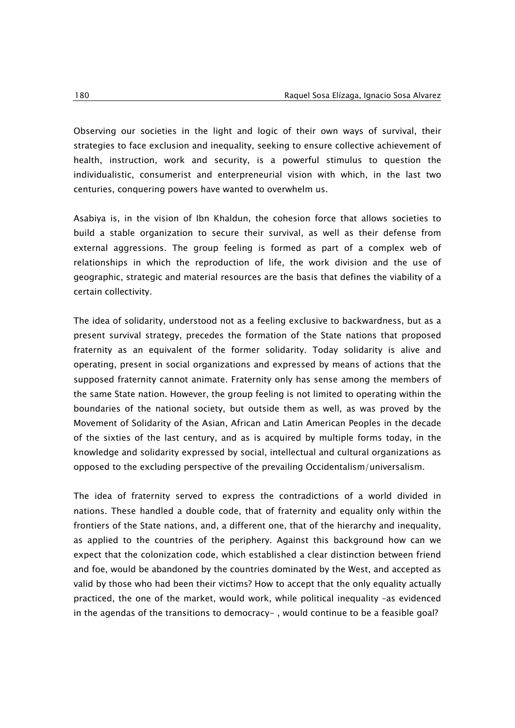Observing our societies in the light and logic of their own ways of survival, their strategies to face exclusion and inequality, seeking to ensure collective achievement of health, instruction, work and security, is a powerful stimulus to question the individualistic, consumerist and enterpreneurial vision with which, in the last two centuries, conquering powers have wanted to overwhelm us.

Asabiya is, in the vision of Ibn Khaldun, the cohesion force that allows societies to build a stable organization to secure their survival, as well as their defense from external aggressions. The group feeling is formed as part of a complex web of relationships in which the reproduction of life, the work division and the use of geographic, strategic and material resources are the basis that defines the viability of a certain collectivity.

The idea of solidarity, understood not as a feeling exclusive to backwardness, but as a present survival strategy, precedes the formation of the State nations that proposed fraternity as an equivalent of the former solidarity. Today solidarity is alive and operating, present in social organizations and expressed by means of actions that the supposed fraternity cannot animate. Fraternity only has sense among the members of the same State nation. However, the group feeling is not limited to operating within the boundaries of the national society, but outside them as well, as was proved by the Movement of Solidarity of the Asian, African and Latin American Peoples in the decade of the sixties of the last century, and as is acquired by multiple forms today, in the knowledge and solidarity expressed by social, intellectual and cultural organizations as opposed to the excluding perspective of the prevailing Occidentalism/universalism.

The idea of fraternity served to express the contradictions of a world divided in nations. These handled a double code, that of fraternity and equality only within the frontiers of the State nations, and, a different one, that of the hierarchy and inequality, as applied to the countries of the periphery. Against this background how can we expect that the colonization code, which established a clear distinction between friend and foe, would be abandoned by the countries dominated by the West, and accepted as valid by those who had been their victims? How to accept that the only equality actually practiced, the one of the market, would work, while political inequality –as evidenced in the agendas of the transitions to democracy- , would continue to be a feasible goal?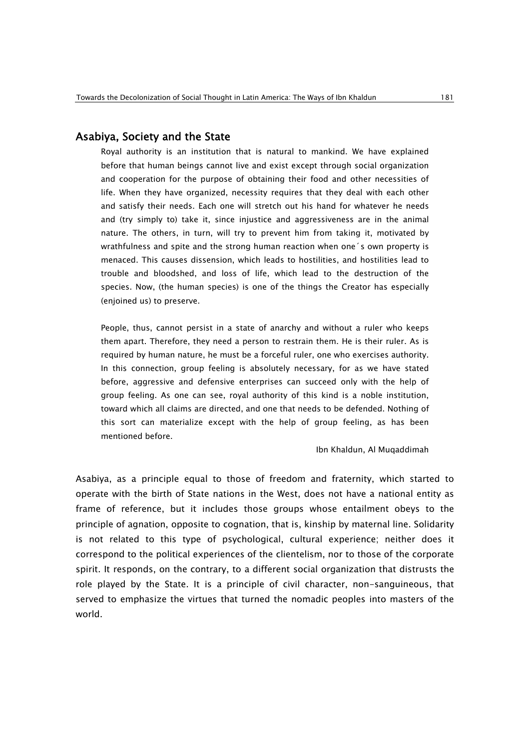## Asabiya, Society and the State

> Royal authority is an institution that is natural to mankind. We have explained before that human beings cannot live and exist except through social organization and cooperation for the purpose of obtaining their food and other necessities of life. When they have organized, necessity requires that they deal with each other and satisfy their needs. Each one will stretch out his hand for whatever he needs and (try simply to) take it, since injustice and aggressiveness are in the animal nature. The others, in turn, will try to prevent him from taking it, motivated by wrathfulness and spite and the strong human reaction when one´s own property is menaced. This causes dissension, which leads to hostilities, and hostilities lead to trouble and bloodshed, and loss of life, which lead to the destruction of the species. Now, (the human species) is one of the things the Creator has especially (enjoined us) to preserve.
>
> People, thus, cannot persist in a state of anarchy and without a ruler who keeps them apart. Therefore, they need a person to restrain them. He is their ruler. As is required by human nature, he must be a forceful ruler, one who exercises authority. In this connection, group feeling is absolutely necessary, for as we have stated before, aggressive and defensive enterprises can succeed only with the help of group feeling. As one can see, royal authority of this kind is a noble institution, toward which all claims are directed, and one that needs to be defended. Nothing of this sort can materialize except with the help of group feeling, as has been mentioned before.
>
> Ibn Khaldun, Al Muqaddimah

Asabiya, as a principle equal to those of freedom and fraternity, which started to operate with the birth of State nations in the West, does not have a national entity as frame of reference, but it includes those groups whose entailment obeys to the principle of agnation, opposite to cognation, that is, kinship by maternal line. Solidarity is not related to this type of psychological, cultural experience; neither does it correspond to the political experiences of the clientelism, nor to those of the corporate spirit. It responds, on the contrary, to a different social organization that distrusts the role played by the State. It is a principle of civil character, non-sanguineous, that served to emphasize the virtues that turned the nomadic peoples into masters of the world.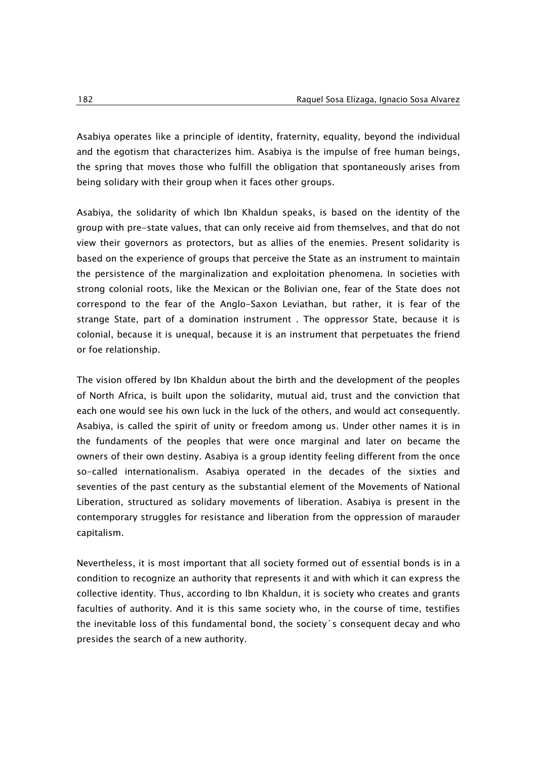Asabiya operates like a principle of identity, fraternity, equality, beyond the individual and the egotism that characterizes him. Asabiya is the impulse of free human beings, the spring that moves those who fulfill the obligation that spontaneously arises from being solidary with their group when it faces other groups.

Asabiya, the solidarity of which Ibn Khaldun speaks, is based on the identity of the group with pre-state values, that can only receive aid from themselves, and that do not view their governors as protectors, but as allies of the enemies. Present solidarity is based on the experience of groups that perceive the State as an instrument to maintain the persistence of the marginalization and exploitation phenomena. In societies with strong colonial roots, like the Mexican or the Bolivian one, fear of the State does not correspond to the fear of the Anglo-Saxon Leviathan, but rather, it is fear of the strange State, part of a domination instrument . The oppressor State, because it is colonial, because it is unequal, because it is an instrument that perpetuates the friend or foe relationship.

The vision offered by Ibn Khaldun about the birth and the development of the peoples of North Africa, is built upon the solidarity, mutual aid, trust and the conviction that each one would see his own luck in the luck of the others, and would act consequently. Asabiya, is called the spirit of unity or freedom among us. Under other names it is in the fundaments of the peoples that were once marginal and later on became the owners of their own destiny. Asabiya is a group identity feeling different from the once so-called internationalism. Asabiya operated in the decades of the sixties and seventies of the past century as the substantial element of the Movements of National Liberation, structured as solidary movements of liberation. Asabiya is present in the contemporary struggles for resistance and liberation from the oppression of marauder capitalism.

Nevertheless, it is most important that all society formed out of essential bonds is in a condition to recognize an authority that represents it and with which it can express the collective identity. Thus, according to Ibn Khaldun, it is society who creates and grants faculties of authority. And it is this same society who, in the course of time, testifies the inevitable loss of this fundamental bond, the society´s consequent decay and who presides the search of a new authority.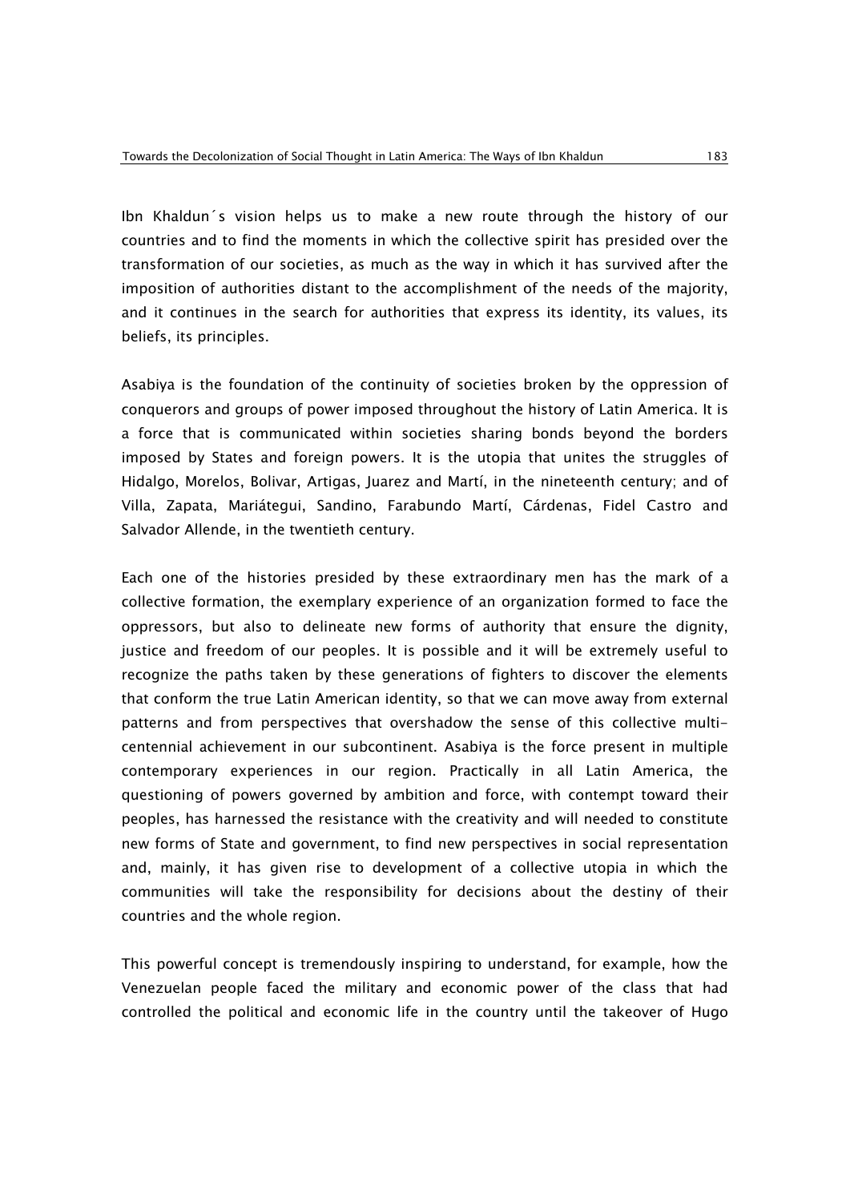Ibn Khaldun´s vision helps us to make a new route through the history of our countries and to find the moments in which the collective spirit has presided over the transformation of our societies, as much as the way in which it has survived after the imposition of authorities distant to the accomplishment of the needs of the majority, and it continues in the search for authorities that express its identity, its values, its beliefs, its principles.

Asabiya is the foundation of the continuity of societies broken by the oppression of conquerors and groups of power imposed throughout the history of Latin America. It is a force that is communicated within societies sharing bonds beyond the borders imposed by States and foreign powers. It is the utopia that unites the struggles of Hidalgo, Morelos, Bolivar, Artigas, Juarez and Martí, in the nineteenth century; and of Villa, Zapata, Mariátegui, Sandino, Farabundo Martí, Cárdenas, Fidel Castro and Salvador Allende, in the twentieth century.

Each one of the histories presided by these extraordinary men has the mark of a collective formation, the exemplary experience of an organization formed to face the oppressors, but also to delineate new forms of authority that ensure the dignity, justice and freedom of our peoples. It is possible and it will be extremely useful to recognize the paths taken by these generations of fighters to discover the elements that conform the true Latin American identity, so that we can move away from external patterns and from perspectives that overshadow the sense of this collective multi-centennial achievement in our subcontinent. Asabiya is the force present in multiple contemporary experiences in our region. Practically in all Latin America, the questioning of powers governed by ambition and force, with contempt toward their peoples, has harnessed the resistance with the creativity and will needed to constitute new forms of State and government, to find new perspectives in social representation and, mainly, it has given rise to development of a collective utopia in which the communities will take the responsibility for decisions about the destiny of their countries and the whole region.

This powerful concept is tremendously inspiring to understand, for example, how the Venezuelan people faced the military and economic power of the class that had controlled the political and economic life in the country until the takeover of Hugo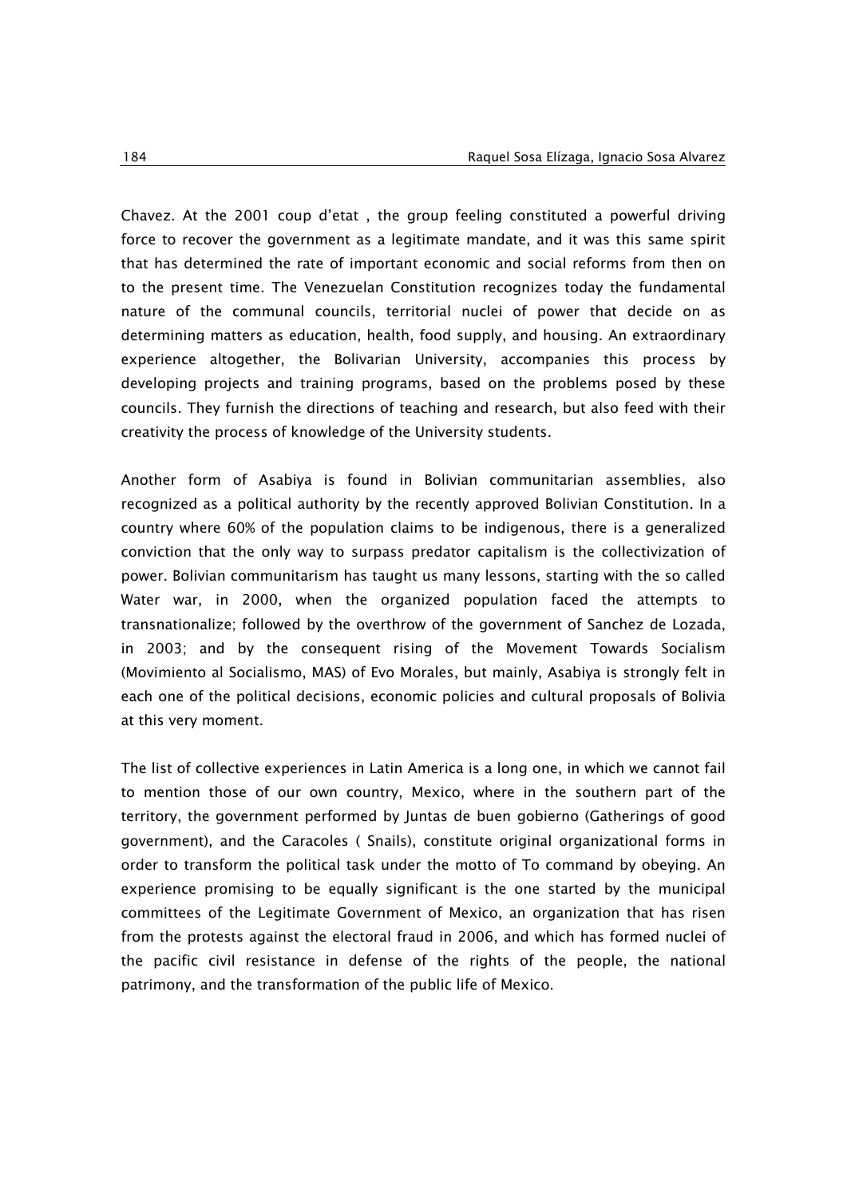Chavez. At the 2001 coup d'etat , the group feeling constituted a powerful driving force to recover the government as a legitimate mandate, and it was this same spirit that has determined the rate of important economic and social reforms from then on to the present time. The Venezuelan Constitution recognizes today the fundamental nature of the communal councils, territorial nuclei of power that decide on as determining matters as education, health, food supply, and housing. An extraordinary experience altogether, the Bolivarian University, accompanies this process by developing projects and training programs, based on the problems posed by these councils. They furnish the directions of teaching and research, but also feed with their creativity the process of knowledge of the University students.

Another form of Asabiya is found in Bolivian communitarian assemblies, also recognized as a political authority by the recently approved Bolivian Constitution. In a country where 60% of the population claims to be indigenous, there is a generalized conviction that the only way to surpass predator capitalism is the collectivization of power. Bolivian communitarism has taught us many lessons, starting with the so called Water war, in 2000, when the organized population faced the attempts to transnationalize; followed by the overthrow of the government of Sanchez de Lozada, in 2003; and by the consequent rising of the Movement Towards Socialism (Movimiento al Socialismo, MAS) of Evo Morales, but mainly, Asabiya is strongly felt in each one of the political decisions, economic policies and cultural proposals of Bolivia at this very moment.

The list of collective experiences in Latin America is a long one, in which we cannot fail to mention those of our own country, Mexico, where in the southern part of the territory, the government performed by Juntas de buen gobierno (Gatherings of good government), and the Caracoles ( Snails), constitute original organizational forms in order to transform the political task under the motto of To command by obeying. An experience promising to be equally significant is the one started by the municipal committees of the Legitimate Government of Mexico, an organization that has risen from the protests against the electoral fraud in 2006, and which has formed nuclei of the pacific civil resistance in defense of the rights of the people, the national patrimony, and the transformation of the public life of Mexico.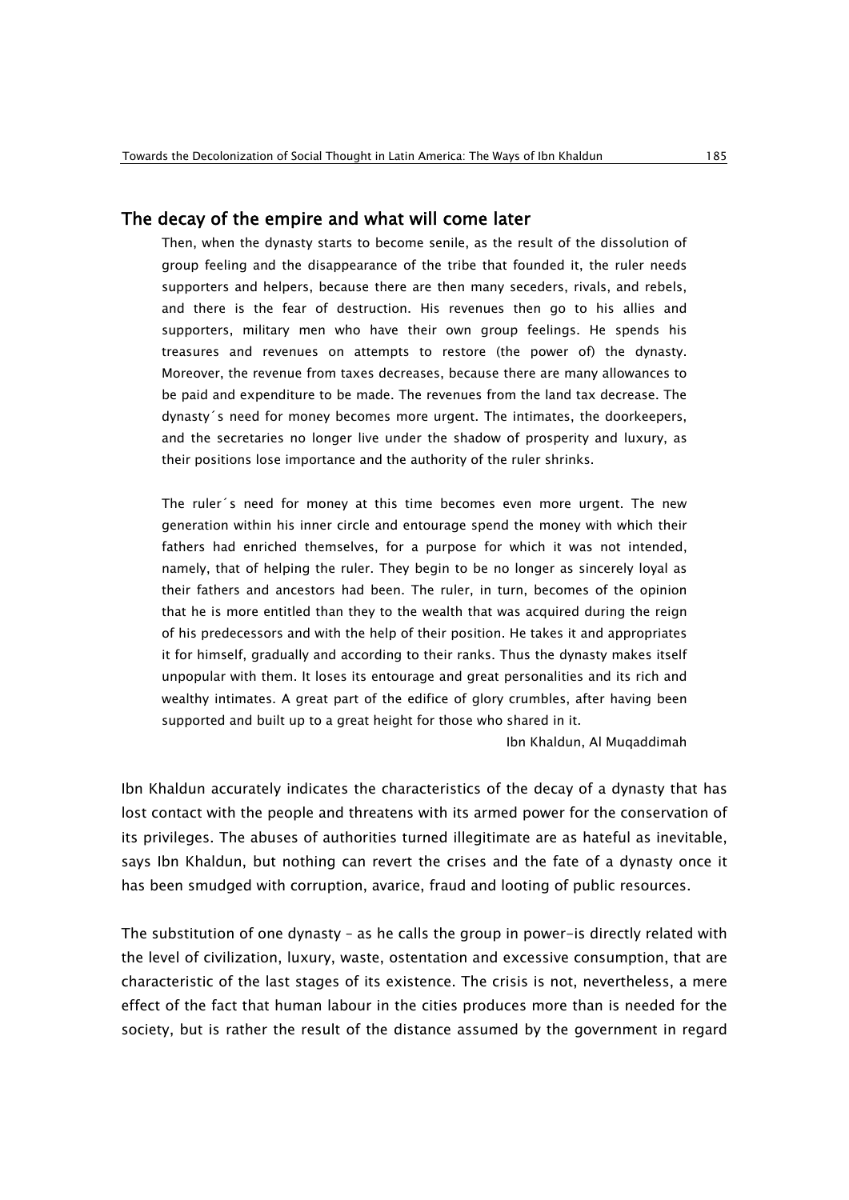## The decay of the empire and what will come later

> Then, when the dynasty starts to become senile, as the result of the dissolution of group feeling and the disappearance of the tribe that founded it, the ruler needs supporters and helpers, because there are then many seceders, rivals, and rebels, and there is the fear of destruction. His revenues then go to his allies and supporters, military men who have their own group feelings. He spends his treasures and revenues on attempts to restore (the power of) the dynasty. Moreover, the revenue from taxes decreases, because there are many allowances to be paid and expenditure to be made. The revenues from the land tax decrease. The dynasty´s need for money becomes more urgent. The intimates, the doorkeepers, and the secretaries no longer live under the shadow of prosperity and luxury, as their positions lose importance and the authority of the ruler shrinks.
>
> The ruler´s need for money at this time becomes even more urgent. The new generation within his inner circle and entourage spend the money with which their fathers had enriched themselves, for a purpose for which it was not intended, namely, that of helping the ruler. They begin to be no longer as sincerely loyal as their fathers and ancestors had been. The ruler, in turn, becomes of the opinion that he is more entitled than they to the wealth that was acquired during the reign of his predecessors and with the help of their position. He takes it and appropriates it for himself, gradually and according to their ranks. Thus the dynasty makes itself unpopular with them. It loses its entourage and great personalities and its rich and wealthy intimates. A great part of the edifice of glory crumbles, after having been supported and built up to a great height for those who shared in it.
>
> Ibn Khaldun, Al Muqaddimah

Ibn Khaldun accurately indicates the characteristics of the decay of a dynasty that has lost contact with the people and threatens with its armed power for the conservation of its privileges. The abuses of authorities turned illegitimate are as hateful as inevitable, says Ibn Khaldun, but nothing can revert the crises and the fate of a dynasty once it has been smudged with corruption, avarice, fraud and looting of public resources.

The substitution of one dynasty – as he calls the group in power–is directly related with the level of civilization, luxury, waste, ostentation and excessive consumption, that are characteristic of the last stages of its existence. The crisis is not, nevertheless, a mere effect of the fact that human labour in the cities produces more than is needed for the society, but is rather the result of the distance assumed by the government in regard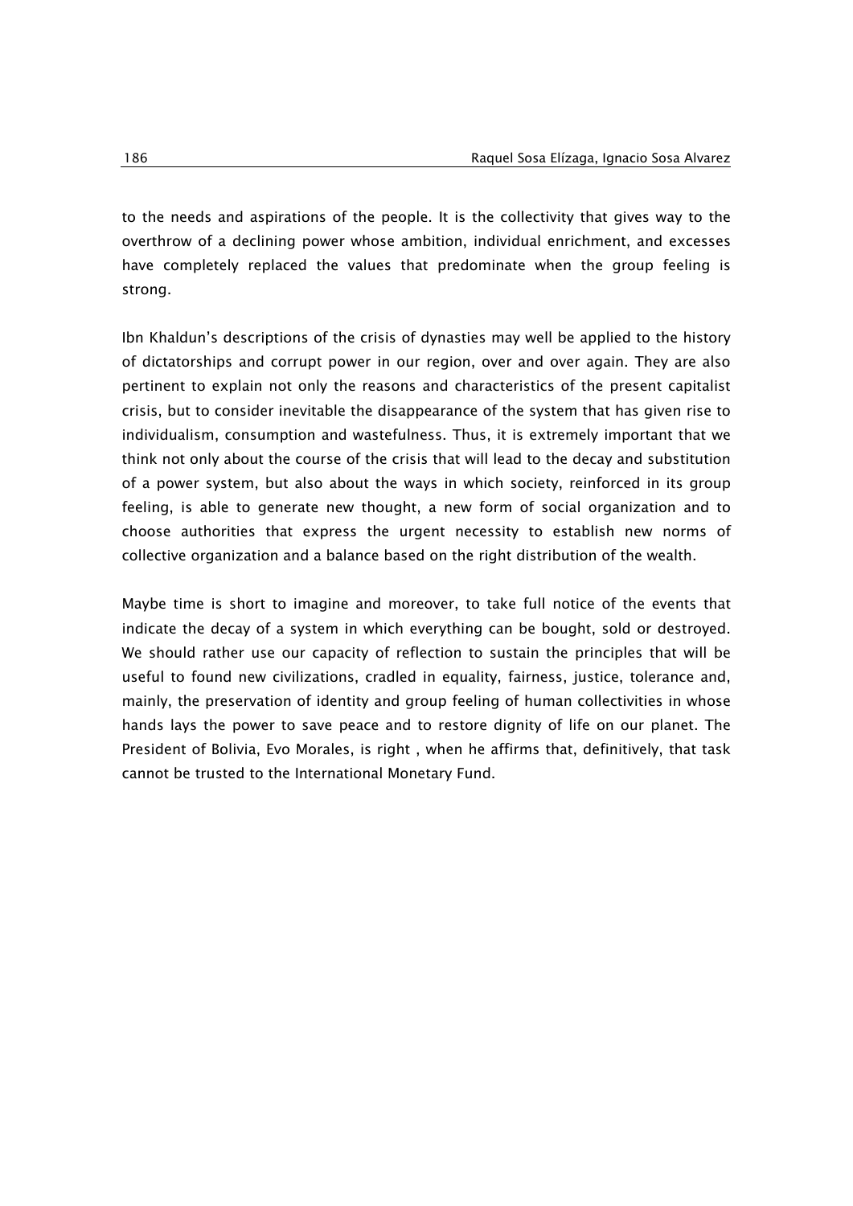to the needs and aspirations of the people. It is the collectivity that gives way to the overthrow of a declining power whose ambition, individual enrichment, and excesses have completely replaced the values that predominate when the group feeling is strong.

Ibn Khaldun's descriptions of the crisis of dynasties may well be applied to the history of dictatorships and corrupt power in our region, over and over again. They are also pertinent to explain not only the reasons and characteristics of the present capitalist crisis, but to consider inevitable the disappearance of the system that has given rise to individualism, consumption and wastefulness. Thus, it is extremely important that we think not only about the course of the crisis that will lead to the decay and substitution of a power system, but also about the ways in which society, reinforced in its group feeling, is able to generate new thought, a new form of social organization and to choose authorities that express the urgent necessity to establish new norms of collective organization and a balance based on the right distribution of the wealth.

Maybe time is short to imagine and moreover, to take full notice of the events that indicate the decay of a system in which everything can be bought, sold or destroyed. We should rather use our capacity of reflection to sustain the principles that will be useful to found new civilizations, cradled in equality, fairness, justice, tolerance and, mainly, the preservation of identity and group feeling of human collectivities in whose hands lays the power to save peace and to restore dignity of life on our planet. The President of Bolivia, Evo Morales, is right , when he affirms that, definitively, that task cannot be trusted to the International Monetary Fund.